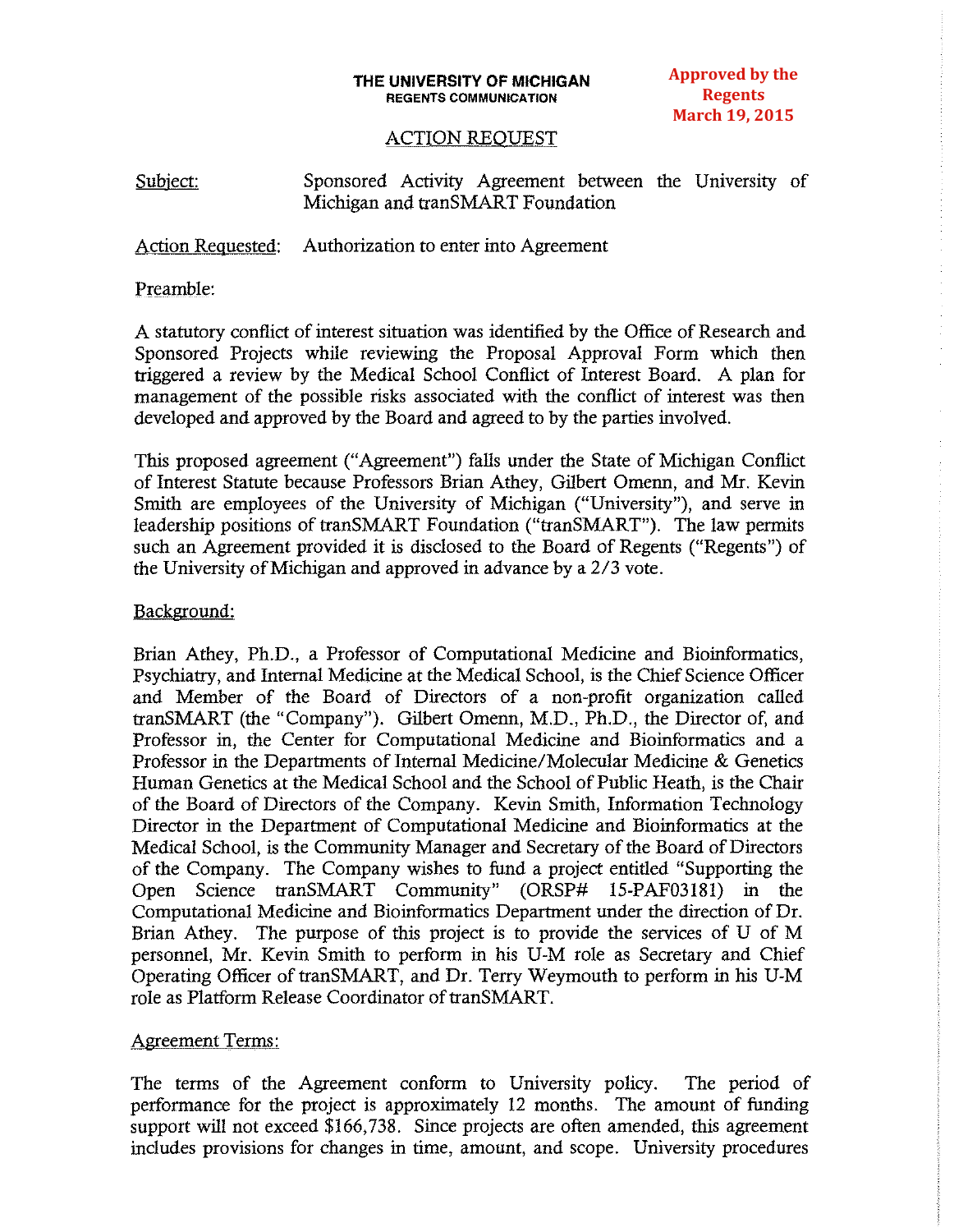**THE UNIVERSITY OF MICHIGAN**
**REGENTS COMMUNICATION**

**Approved by the Regents March 19, 2015**

## ACTION REQUEST

Subject: Sponsored Activity Agreement between the University of Michigan and tranSMART Foundation

Action Requested: Authorization to enter into Agreement

Preamble:

A statutory conflict of interest situation was identified by the Office of Research and Sponsored Projects while reviewing the Proposal Approval Form which then triggered a review by the Medical School Conflict of Interest Board. A plan for management of the possible risks associated with the conflict of interest was then developed and approved by the Board and agreed to by the parties involved.

This proposed agreement ("Agreement") falls under the State of Michigan Conflict of Interest Statute because Professors Brian Athey, Gilbert Omenn, and Mr. Kevin Smith are employees of the University of Michigan ("University"), and serve in leadership positions of tranSMART Foundation ("tranSMART"). The law permits such an Agreement provided it is disclosed to the Board of Regents ("Regents") of the University of Michigan and approved in advance by a 2/3 vote.

Background:

Brian Athey, Ph.D., a Professor of Computational Medicine and Bioinformatics, Psychiatry, and Internal Medicine at the Medical School, is the Chief Science Officer and Member of the Board of Directors of a non-profit organization called tranSMART (the "Company"). Gilbert Omenn, M.D., Ph.D., the Director of, and Professor in, the Center for Computational Medicine and Bioinformatics and a Professor in the Departments of Internal Medicine/Molecular Medicine & Genetics Human Genetics at the Medical School and the School of Public Heath, is the Chair of the Board of Directors of the Company. Kevin Smith, Information Technology Director in the Department of Computational Medicine and Bioinformatics at the Medical School, is the Community Manager and Secretary of the Board of Directors of the Company. The Company wishes to fund a project entitled "Supporting the Open Science tranSMART Community" (ORSP# 15-PAF03181) in the Computational Medicine and Bioinformatics Department under the direction of Dr. Brian Athey. The purpose of this project is to provide the services of U of M personnel, Mr. Kevin Smith to perform in his U-M role as Secretary and Chief Operating Officer of tranSMART, and Dr. Terry Weymouth to perform in his U-M role as Platform Release Coordinator of tranSMART.

Agreement Terms:

The terms of the Agreement conform to University policy. The period of performance for the project is approximately 12 months. The amount of funding support will not exceed $166,738. Since projects are often amended, this agreement includes provisions for changes in time, amount, and scope. University procedures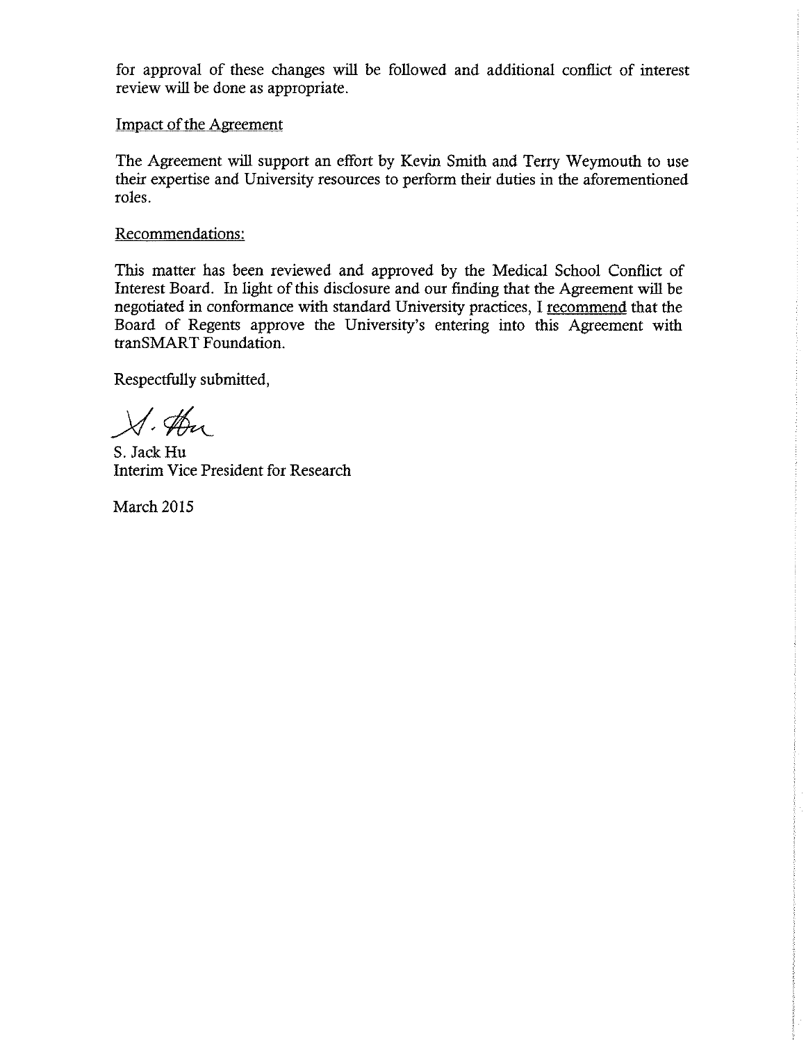for approval of these changes will be followed and additional conflict of interest review will be done as appropriate.

Impact of the Agreement

The Agreement will support an effort by Kevin Smith and Terry Weymouth to use their expertise and University resources to perform their duties in the aforementioned roles.

Recommendations:

This matter has been reviewed and approved by the Medical School Conflict of Interest Board. In light of this disclosure and our finding that the Agreement will be negotiated in conformance with standard University practices, I recommend that the Board of Regents approve the University's entering into this Agreement with tranSMART Foundation.

Respectfully submitted,

S. Jack Hu
Interim Vice President for Research

March 2015